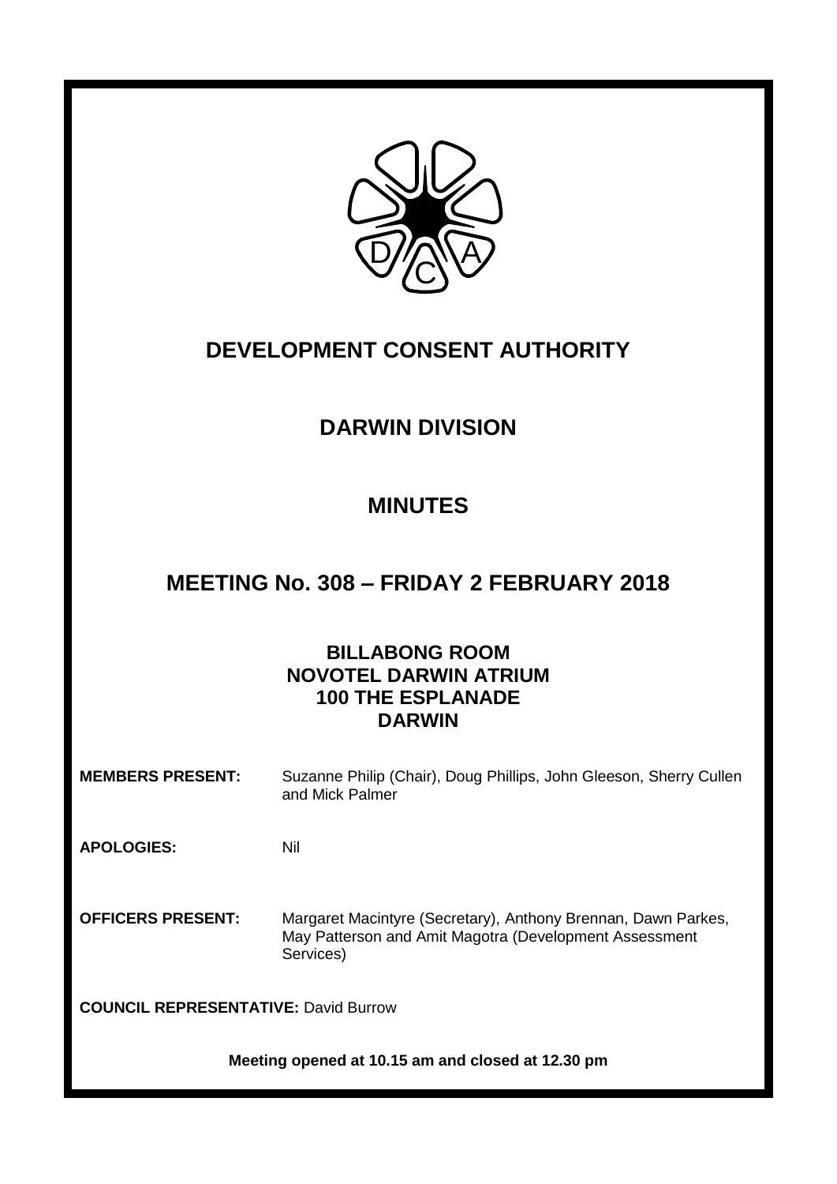# DEVELOPMENT CONSENT AUTHORITY

## DARWIN DIVISION

## MINUTES

## MEETING No. 308 – FRIDAY 2 FEBRUARY 2018

### BILLABONG ROOM
### NOVOTEL DARWIN ATRIUM
### 100 THE ESPLANADE
### DARWIN

**MEMBERS PRESENT:** Suzanne Philip (Chair), Doug Phillips, John Gleeson, Sherry Cullen and Mick Palmer

**APOLOGIES:** Nil

**OFFICERS PRESENT:** Margaret Macintyre (Secretary), Anthony Brennan, Dawn Parkes, May Patterson and Amit Magotra (Development Assessment Services)

**COUNCIL REPRESENTATIVE:** David Burrow

**Meeting opened at 10.15 am and closed at 12.30 pm**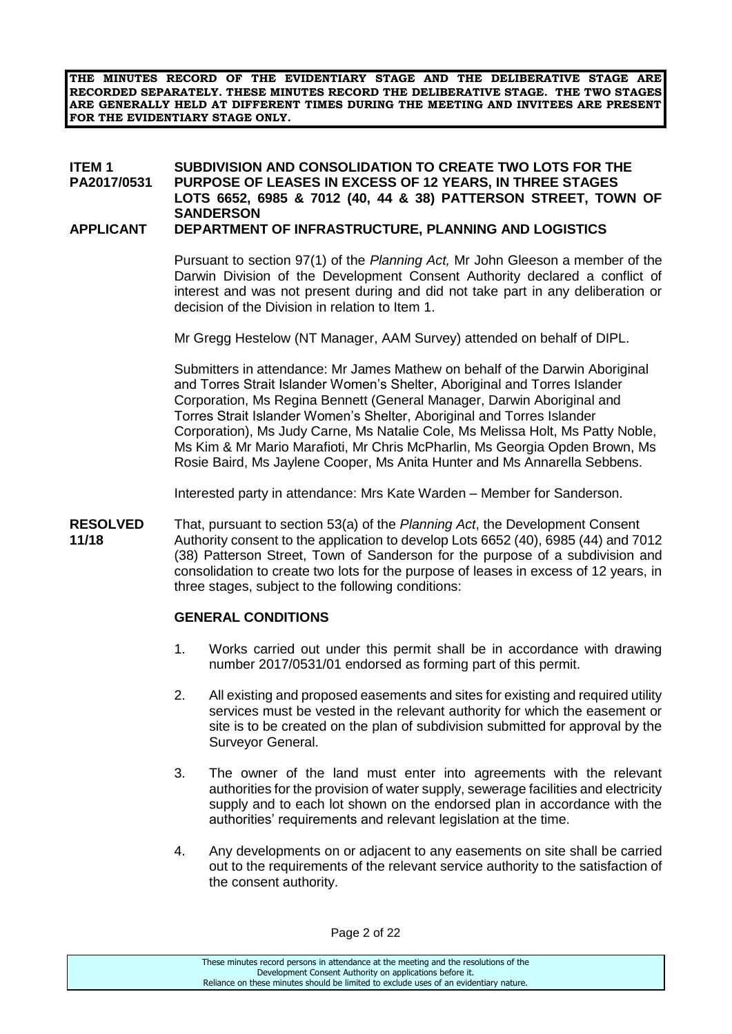**THE MINUTES RECORD OF THE EVIDENTIARY STAGE AND THE DELIBERATIVE STAGE ARE RECORDED SEPARATELY. THESE MINUTES RECORD THE DELIBERATIVE STAGE. THE TWO STAGES ARE GENERALLY HELD AT DIFFERENT TIMES DURING THE MEETING AND INVITEES ARE PRESENT FOR THE EVIDENTIARY STAGE ONLY.**

**ITEM 1 PA2017/0531** **SUBDIVISION AND CONSOLIDATION TO CREATE TWO LOTS FOR THE PURPOSE OF LEASES IN EXCESS OF 12 YEARS, IN THREE STAGES LOTS 6652, 6985 & 7012 (40, 44 & 38) PATTERSON STREET, TOWN OF SANDERSON**

**APPLICANT** **DEPARTMENT OF INFRASTRUCTURE, PLANNING AND LOGISTICS**

Pursuant to section 97(1) of the *Planning Act,* Mr John Gleeson a member of the Darwin Division of the Development Consent Authority declared a conflict of interest and was not present during and did not take part in any deliberation or decision of the Division in relation to Item 1.

Mr Gregg Hestelow (NT Manager, AAM Survey) attended on behalf of DIPL.

Submitters in attendance: Mr James Mathew on behalf of the Darwin Aboriginal and Torres Strait Islander Women's Shelter, Aboriginal and Torres Islander Corporation, Ms Regina Bennett (General Manager, Darwin Aboriginal and Torres Strait Islander Women's Shelter, Aboriginal and Torres Islander Corporation), Ms Judy Carne, Ms Natalie Cole, Ms Melissa Holt, Ms Patty Noble, Ms Kim & Mr Mario Marafioti, Mr Chris McPharlin, Ms Georgia Opden Brown, Ms Rosie Baird, Ms Jaylene Cooper, Ms Anita Hunter and Ms Annarella Sebbens.

Interested party in attendance: Mrs Kate Warden – Member for Sanderson.

**RESOLVED 11/18** That, pursuant to section 53(a) of the *Planning Act*, the Development Consent Authority consent to the application to develop Lots 6652 (40), 6985 (44) and 7012 (38) Patterson Street, Town of Sanderson for the purpose of a subdivision and consolidation to create two lots for the purpose of leases in excess of 12 years, in three stages, subject to the following conditions:

**GENERAL CONDITIONS**

1. Works carried out under this permit shall be in accordance with drawing number 2017/0531/01 endorsed as forming part of this permit.

2. All existing and proposed easements and sites for existing and required utility services must be vested in the relevant authority for which the easement or site is to be created on the plan of subdivision submitted for approval by the Surveyor General.

3. The owner of the land must enter into agreements with the relevant authorities for the provision of water supply, sewerage facilities and electricity supply and to each lot shown on the endorsed plan in accordance with the authorities' requirements and relevant legislation at the time.

4. Any developments on or adjacent to any easements on site shall be carried out to the requirements of the relevant service authority to the satisfaction of the consent authority.

These minutes record persons in attendance at the meeting and the resolutions of the Development Consent Authority on applications before it.
Reliance on these minutes should be limited to exclude uses of an evidentiary nature.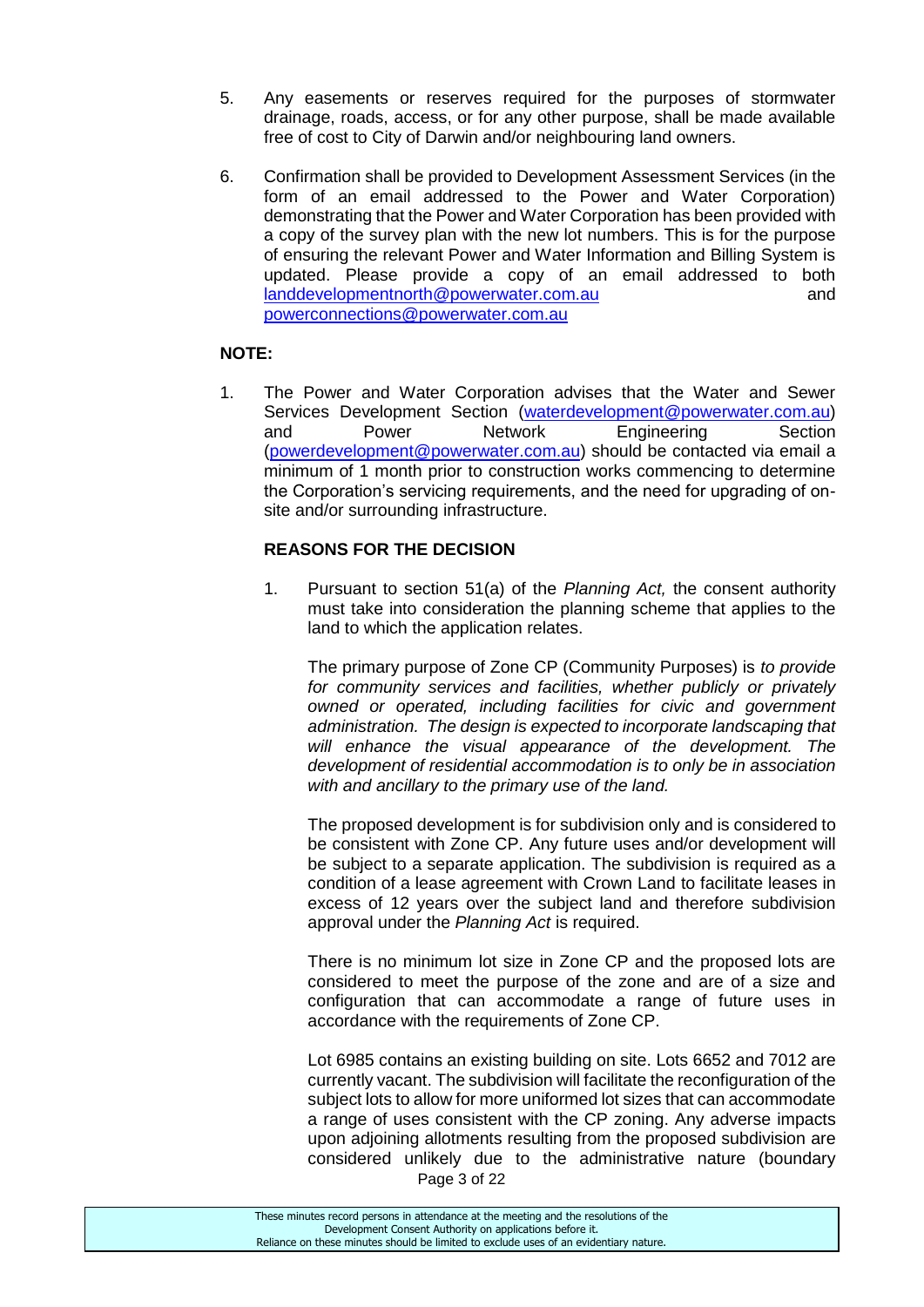5. Any easements or reserves required for the purposes of stormwater drainage, roads, access, or for any other purpose, shall be made available free of cost to City of Darwin and/or neighbouring land owners.

6. Confirmation shall be provided to Development Assessment Services (in the form of an email addressed to the Power and Water Corporation) demonstrating that the Power and Water Corporation has been provided with a copy of the survey plan with the new lot numbers. This is for the purpose of ensuring the relevant Power and Water Information and Billing System is updated. Please provide a copy of an email addressed to both landdevelopmentnorth@powerwater.com.au and powerconnections@powerwater.com.au

**NOTE:**

1. The Power and Water Corporation advises that the Water and Sewer Services Development Section (waterdevelopment@powerwater.com.au) and Power Network Engineering Section (powerdevelopment@powerwater.com.au) should be contacted via email a minimum of 1 month prior to construction works commencing to determine the Corporation's servicing requirements, and the need for upgrading of on-site and/or surrounding infrastructure.

**REASONS FOR THE DECISION**

1. Pursuant to section 51(a) of the *Planning Act,* the consent authority must take into consideration the planning scheme that applies to the land to which the application relates.

   The primary purpose of Zone CP (Community Purposes) is *to provide for community services and facilities, whether publicly or privately owned or operated, including facilities for civic and government administration. The design is expected to incorporate landscaping that will enhance the visual appearance of the development. The development of residential accommodation is to only be in association with and ancillary to the primary use of the land.*

   The proposed development is for subdivision only and is considered to be consistent with Zone CP. Any future uses and/or development will be subject to a separate application. The subdivision is required as a condition of a lease agreement with Crown Land to facilitate leases in excess of 12 years over the subject land and therefore subdivision approval under the *Planning Act* is required.

   There is no minimum lot size in Zone CP and the proposed lots are considered to meet the purpose of the zone and are of a size and configuration that can accommodate a range of future uses in accordance with the requirements of Zone CP.

   Lot 6985 contains an existing building on site. Lots 6652 and 7012 are currently vacant. The subdivision will facilitate the reconfiguration of the subject lots to allow for more uniformed lot sizes that can accommodate a range of uses consistent with the CP zoning. Any adverse impacts upon adjoining allotments resulting from the proposed subdivision are considered unlikely due to the administrative nature (boundary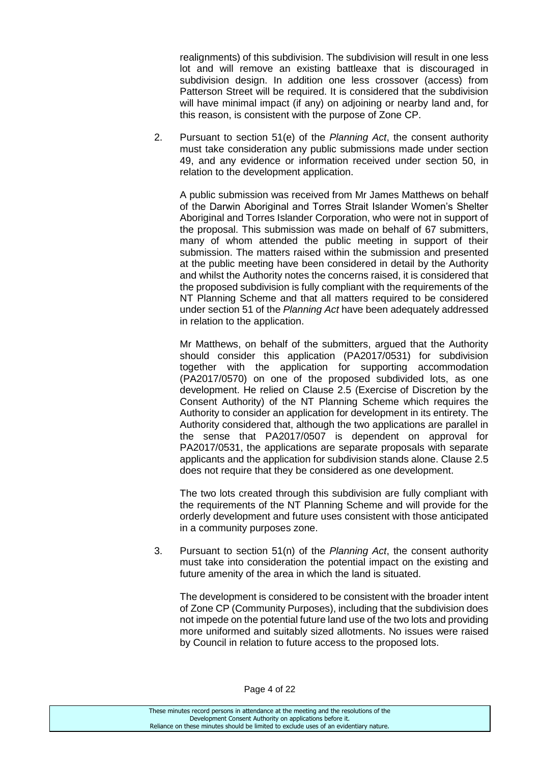realignments) of this subdivision. The subdivision will result in one less lot and will remove an existing battleaxe that is discouraged in subdivision design. In addition one less crossover (access) from Patterson Street will be required. It is considered that the subdivision will have minimal impact (if any) on adjoining or nearby land and, for this reason, is consistent with the purpose of Zone CP.

2. Pursuant to section 51(e) of the *Planning Act*, the consent authority must take consideration any public submissions made under section 49, and any evidence or information received under section 50, in relation to the development application.

   A public submission was received from Mr James Matthews on behalf of the Darwin Aboriginal and Torres Strait Islander Women's Shelter Aboriginal and Torres Islander Corporation, who were not in support of the proposal. This submission was made on behalf of 67 submitters, many of whom attended the public meeting in support of their submission. The matters raised within the submission and presented at the public meeting have been considered in detail by the Authority and whilst the Authority notes the concerns raised, it is considered that the proposed subdivision is fully compliant with the requirements of the NT Planning Scheme and that all matters required to be considered under section 51 of the *Planning Act* have been adequately addressed in relation to the application.

   Mr Matthews, on behalf of the submitters, argued that the Authority should consider this application (PA2017/0531) for subdivision together with the application for supporting accommodation (PA2017/0570) on one of the proposed subdivided lots, as one development. He relied on Clause 2.5 (Exercise of Discretion by the Consent Authority) of the NT Planning Scheme which requires the Authority to consider an application for development in its entirety. The Authority considered that, although the two applications are parallel in the sense that PA2017/0507 is dependent on approval for PA2017/0531, the applications are separate proposals with separate applicants and the application for subdivision stands alone. Clause 2.5 does not require that they be considered as one development.

   The two lots created through this subdivision are fully compliant with the requirements of the NT Planning Scheme and will provide for the orderly development and future uses consistent with those anticipated in a community purposes zone.

3. Pursuant to section 51(n) of the *Planning Act*, the consent authority must take into consideration the potential impact on the existing and future amenity of the area in which the land is situated.

   The development is considered to be consistent with the broader intent of Zone CP (Community Purposes), including that the subdivision does not impede on the potential future land use of the two lots and providing more uniformed and suitably sized allotments. No issues were raised by Council in relation to future access to the proposed lots.

These minutes record persons in attendance at the meeting and the resolutions of the Development Consent Authority on applications before it. Reliance on these minutes should be limited to exclude uses of an evidentiary nature.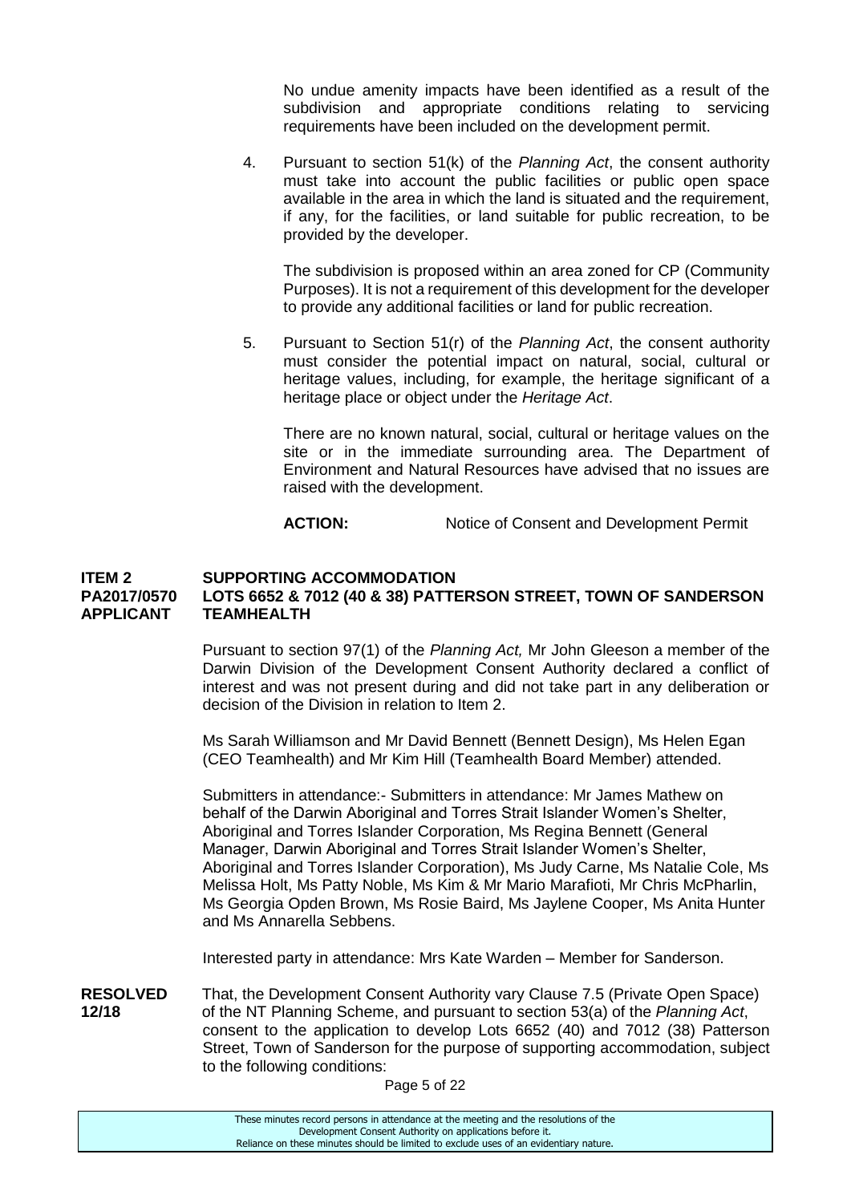No undue amenity impacts have been identified as a result of the subdivision and appropriate conditions relating to servicing requirements have been included on the development permit.

4. Pursuant to section 51(k) of the *Planning Act*, the consent authority must take into account the public facilities or public open space available in the area in which the land is situated and the requirement, if any, for the facilities, or land suitable for public recreation, to be provided by the developer.

   The subdivision is proposed within an area zoned for CP (Community Purposes). It is not a requirement of this development for the developer to provide any additional facilities or land for public recreation.

5. Pursuant to Section 51(r) of the *Planning Act*, the consent authority must consider the potential impact on natural, social, cultural or heritage values, including, for example, the heritage significant of a heritage place or object under the *Heritage Act*.

   There are no known natural, social, cultural or heritage values on the site or in the immediate surrounding area. The Department of Environment and Natural Resources have advised that no issues are raised with the development.

   **ACTION:** Notice of Consent and Development Permit

**ITEM 2 SUPPORTING ACCOMMODATION**
**PA2017/0570 LOTS 6652 & 7012 (40 & 38) PATTERSON STREET, TOWN OF SANDERSON**
**APPLICANT TEAMHEALTH**

Pursuant to section 97(1) of the *Planning Act,* Mr John Gleeson a member of the Darwin Division of the Development Consent Authority declared a conflict of interest and was not present during and did not take part in any deliberation or decision of the Division in relation to Item 2.

Ms Sarah Williamson and Mr David Bennett (Bennett Design), Ms Helen Egan (CEO Teamhealth) and Mr Kim Hill (Teamhealth Board Member) attended.

Submitters in attendance:- Submitters in attendance: Mr James Mathew on behalf of the Darwin Aboriginal and Torres Strait Islander Women's Shelter, Aboriginal and Torres Islander Corporation, Ms Regina Bennett (General Manager, Darwin Aboriginal and Torres Strait Islander Women's Shelter, Aboriginal and Torres Islander Corporation), Ms Judy Carne, Ms Natalie Cole, Ms Melissa Holt, Ms Patty Noble, Ms Kim & Mr Mario Marafioti, Mr Chris McPharlin, Ms Georgia Opden Brown, Ms Rosie Baird, Ms Jaylene Cooper, Ms Anita Hunter and Ms Annarella Sebbens.

Interested party in attendance: Mrs Kate Warden – Member for Sanderson.

**RESOLVED 12/18** That, the Development Consent Authority vary Clause 7.5 (Private Open Space) of the NT Planning Scheme, and pursuant to section 53(a) of the *Planning Act*, consent to the application to develop Lots 6652 (40) and 7012 (38) Patterson Street, Town of Sanderson for the purpose of supporting accommodation, subject to the following conditions: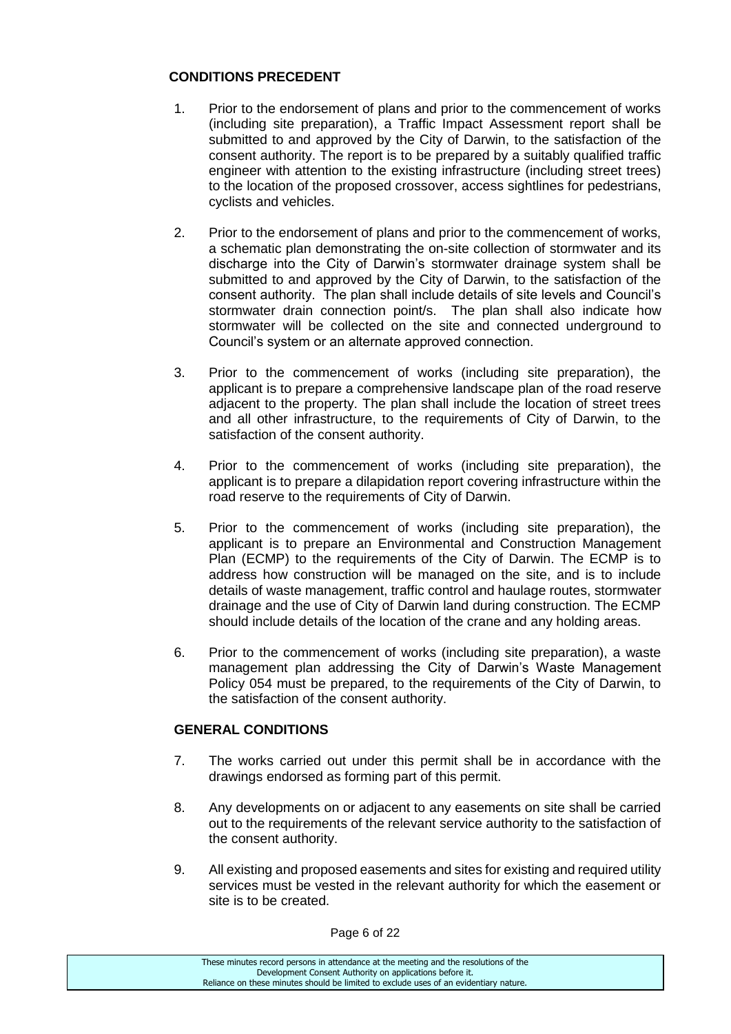## CONDITIONS PRECEDENT

1. Prior to the endorsement of plans and prior to the commencement of works (including site preparation), a Traffic Impact Assessment report shall be submitted to and approved by the City of Darwin, to the satisfaction of the consent authority. The report is to be prepared by a suitably qualified traffic engineer with attention to the existing infrastructure (including street trees) to the location of the proposed crossover, access sightlines for pedestrians, cyclists and vehicles.

2. Prior to the endorsement of plans and prior to the commencement of works, a schematic plan demonstrating the on-site collection of stormwater and its discharge into the City of Darwin's stormwater drainage system shall be submitted to and approved by the City of Darwin, to the satisfaction of the consent authority. The plan shall include details of site levels and Council's stormwater drain connection point/s. The plan shall also indicate how stormwater will be collected on the site and connected underground to Council's system or an alternate approved connection.

3. Prior to the commencement of works (including site preparation), the applicant is to prepare a comprehensive landscape plan of the road reserve adjacent to the property. The plan shall include the location of street trees and all other infrastructure, to the requirements of City of Darwin, to the satisfaction of the consent authority.

4. Prior to the commencement of works (including site preparation), the applicant is to prepare a dilapidation report covering infrastructure within the road reserve to the requirements of City of Darwin.

5. Prior to the commencement of works (including site preparation), the applicant is to prepare an Environmental and Construction Management Plan (ECMP) to the requirements of the City of Darwin. The ECMP is to address how construction will be managed on the site, and is to include details of waste management, traffic control and haulage routes, stormwater drainage and the use of City of Darwin land during construction. The ECMP should include details of the location of the crane and any holding areas.

6. Prior to the commencement of works (including site preparation), a waste management plan addressing the City of Darwin's Waste Management Policy 054 must be prepared, to the requirements of the City of Darwin, to the satisfaction of the consent authority.

## GENERAL CONDITIONS

7. The works carried out under this permit shall be in accordance with the drawings endorsed as forming part of this permit.

8. Any developments on or adjacent to any easements on site shall be carried out to the requirements of the relevant service authority to the satisfaction of the consent authority.

9. All existing and proposed easements and sites for existing and required utility services must be vested in the relevant authority for which the easement or site is to be created.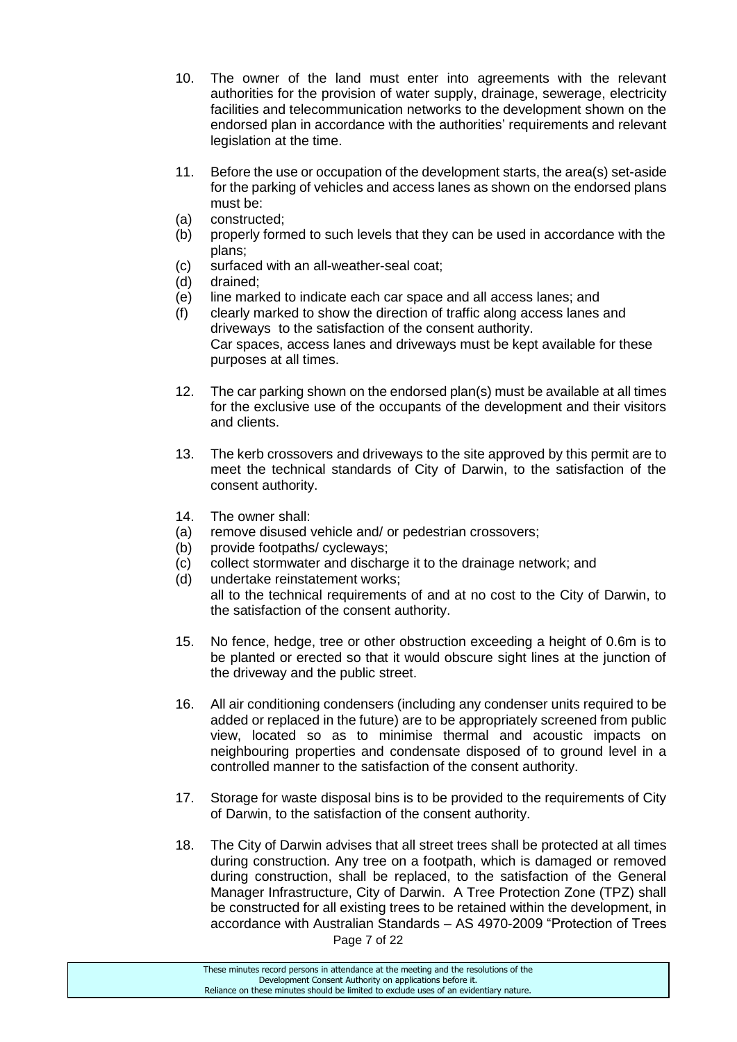10. The owner of the land must enter into agreements with the relevant authorities for the provision of water supply, drainage, sewerage, electricity facilities and telecommunication networks to the development shown on the endorsed plan in accordance with the authorities' requirements and relevant legislation at the time.

11. Before the use or occupation of the development starts, the area(s) set-aside for the parking of vehicles and access lanes as shown on the endorsed plans must be:
    (a) constructed;
    (b) properly formed to such levels that they can be used in accordance with the plans;
    (c) surfaced with an all-weather-seal coat;
    (d) drained;
    (e) line marked to indicate each car space and all access lanes; and
    (f) clearly marked to show the direction of traffic along access lanes and driveways to the satisfaction of the consent authority.

    Car spaces, access lanes and driveways must be kept available for these purposes at all times.

12. The car parking shown on the endorsed plan(s) must be available at all times for the exclusive use of the occupants of the development and their visitors and clients.

13. The kerb crossovers and driveways to the site approved by this permit are to meet the technical standards of City of Darwin, to the satisfaction of the consent authority.

14. The owner shall:
    (a) remove disused vehicle and/ or pedestrian crossovers;
    (b) provide footpaths/ cycleways;
    (c) collect stormwater and discharge it to the drainage network; and
    (d) undertake reinstatement works;

    all to the technical requirements of and at no cost to the City of Darwin, to the satisfaction of the consent authority.

15. No fence, hedge, tree or other obstruction exceeding a height of 0.6m is to be planted or erected so that it would obscure sight lines at the junction of the driveway and the public street.

16. All air conditioning condensers (including any condenser units required to be added or replaced in the future) are to be appropriately screened from public view, located so as to minimise thermal and acoustic impacts on neighbouring properties and condensate disposed of to ground level in a controlled manner to the satisfaction of the consent authority.

17. Storage for waste disposal bins is to be provided to the requirements of City of Darwin, to the satisfaction of the consent authority.

18. The City of Darwin advises that all street trees shall be protected at all times during construction. Any tree on a footpath, which is damaged or removed during construction, shall be replaced, to the satisfaction of the General Manager Infrastructure, City of Darwin. A Tree Protection Zone (TPZ) shall be constructed for all existing trees to be retained within the development, in accordance with Australian Standards – AS 4970-2009 "Protection of Trees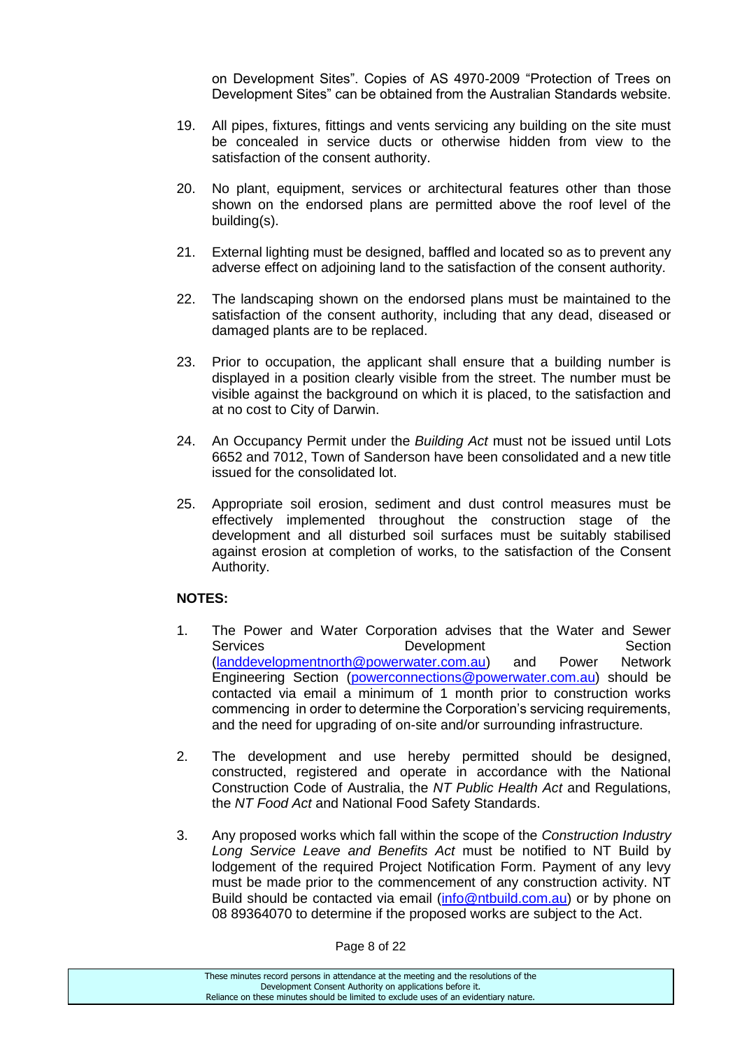on Development Sites". Copies of AS 4970-2009 "Protection of Trees on Development Sites" can be obtained from the Australian Standards website.

19. All pipes, fixtures, fittings and vents servicing any building on the site must be concealed in service ducts or otherwise hidden from view to the satisfaction of the consent authority.

20. No plant, equipment, services or architectural features other than those shown on the endorsed plans are permitted above the roof level of the building(s).

21. External lighting must be designed, baffled and located so as to prevent any adverse effect on adjoining land to the satisfaction of the consent authority.

22. The landscaping shown on the endorsed plans must be maintained to the satisfaction of the consent authority, including that any dead, diseased or damaged plants are to be replaced.

23. Prior to occupation, the applicant shall ensure that a building number is displayed in a position clearly visible from the street. The number must be visible against the background on which it is placed, to the satisfaction and at no cost to City of Darwin.

24. An Occupancy Permit under the *Building Act* must not be issued until Lots 6652 and 7012, Town of Sanderson have been consolidated and a new title issued for the consolidated lot.

25. Appropriate soil erosion, sediment and dust control measures must be effectively implemented throughout the construction stage of the development and all disturbed soil surfaces must be suitably stabilised against erosion at completion of works, to the satisfaction of the Consent Authority.

**NOTES:**

1. The Power and Water Corporation advises that the Water and Sewer Services Development Section (landdevelopmentnorth@powerwater.com.au) and Power Network Engineering Section (powerconnections@powerwater.com.au) should be contacted via email a minimum of 1 month prior to construction works commencing in order to determine the Corporation's servicing requirements, and the need for upgrading of on-site and/or surrounding infrastructure.

2. The development and use hereby permitted should be designed, constructed, registered and operate in accordance with the National Construction Code of Australia, the *NT Public Health Act* and Regulations, the *NT Food Act* and National Food Safety Standards.

3. Any proposed works which fall within the scope of the *Construction Industry Long Service Leave and Benefits Act* must be notified to NT Build by lodgement of the required Project Notification Form. Payment of any levy must be made prior to the commencement of any construction activity. NT Build should be contacted via email (info@ntbuild.com.au) or by phone on 08 89364070 to determine if the proposed works are subject to the Act.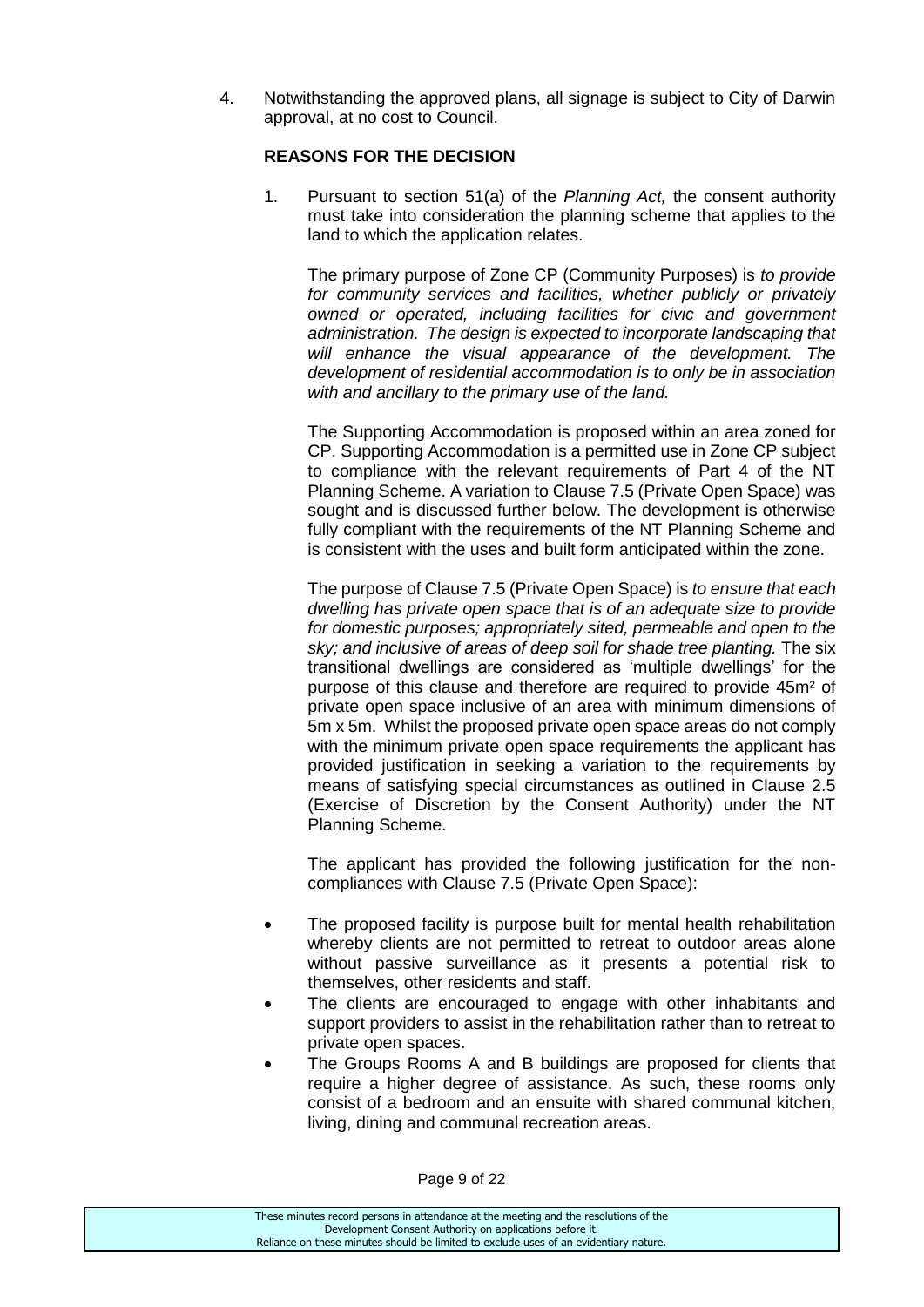4. Notwithstanding the approved plans, all signage is subject to City of Darwin approval, at no cost to Council.

**REASONS FOR THE DECISION**

1. Pursuant to section 51(a) of the *Planning Act,* the consent authority must take into consideration the planning scheme that applies to the land to which the application relates.

   The primary purpose of Zone CP (Community Purposes) is *to provide for community services and facilities, whether publicly or privately owned or operated, including facilities for civic and government administration. The design is expected to incorporate landscaping that will enhance the visual appearance of the development. The development of residential accommodation is to only be in association with and ancillary to the primary use of the land.*

   The Supporting Accommodation is proposed within an area zoned for CP. Supporting Accommodation is a permitted use in Zone CP subject to compliance with the relevant requirements of Part 4 of the NT Planning Scheme. A variation to Clause 7.5 (Private Open Space) was sought and is discussed further below. The development is otherwise fully compliant with the requirements of the NT Planning Scheme and is consistent with the uses and built form anticipated within the zone.

   The purpose of Clause 7.5 (Private Open Space) is *to ensure that each dwelling has private open space that is of an adequate size to provide for domestic purposes; appropriately sited, permeable and open to the sky; and inclusive of areas of deep soil for shade tree planting.* The six transitional dwellings are considered as 'multiple dwellings' for the purpose of this clause and therefore are required to provide 45m² of private open space inclusive of an area with minimum dimensions of 5m x 5m. Whilst the proposed private open space areas do not comply with the minimum private open space requirements the applicant has provided justification in seeking a variation to the requirements by means of satisfying special circumstances as outlined in Clause 2.5 (Exercise of Discretion by the Consent Authority) under the NT Planning Scheme.

   The applicant has provided the following justification for the non-compliances with Clause 7.5 (Private Open Space):

   - The proposed facility is purpose built for mental health rehabilitation whereby clients are not permitted to retreat to outdoor areas alone without passive surveillance as it presents a potential risk to themselves, other residents and staff.
   - The clients are encouraged to engage with other inhabitants and support providers to assist in the rehabilitation rather than to retreat to private open spaces.
   - The Groups Rooms A and B buildings are proposed for clients that require a higher degree of assistance. As such, these rooms only consist of a bedroom and an ensuite with shared communal kitchen, living, dining and communal recreation areas.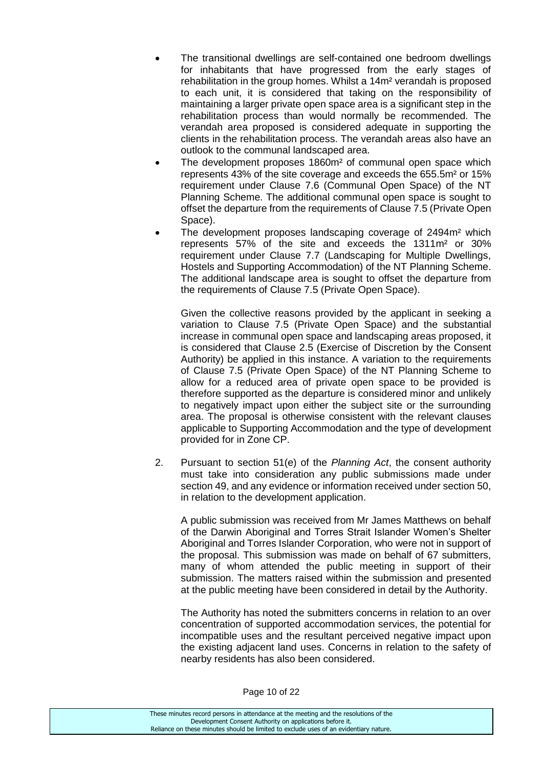- The transitional dwellings are self-contained one bedroom dwellings for inhabitants that have progressed from the early stages of rehabilitation in the group homes. Whilst a 14m² verandah is proposed to each unit, it is considered that taking on the responsibility of maintaining a larger private open space area is a significant step in the rehabilitation process than would normally be recommended. The verandah area proposed is considered adequate in supporting the clients in the rehabilitation process. The verandah areas also have an outlook to the communal landscaped area.
- The development proposes 1860m² of communal open space which represents 43% of the site coverage and exceeds the 655.5m² or 15% requirement under Clause 7.6 (Communal Open Space) of the NT Planning Scheme. The additional communal open space is sought to offset the departure from the requirements of Clause 7.5 (Private Open Space).
- The development proposes landscaping coverage of 2494m² which represents 57% of the site and exceeds the 1311m² or 30% requirement under Clause 7.7 (Landscaping for Multiple Dwellings, Hostels and Supporting Accommodation) of the NT Planning Scheme. The additional landscape area is sought to offset the departure from the requirements of Clause 7.5 (Private Open Space).

  Given the collective reasons provided by the applicant in seeking a variation to Clause 7.5 (Private Open Space) and the substantial increase in communal open space and landscaping areas proposed, it is considered that Clause 2.5 (Exercise of Discretion by the Consent Authority) be applied in this instance. A variation to the requirements of Clause 7.5 (Private Open Space) of the NT Planning Scheme to allow for a reduced area of private open space to be provided is therefore supported as the departure is considered minor and unlikely to negatively impact upon either the subject site or the surrounding area. The proposal is otherwise consistent with the relevant clauses applicable to Supporting Accommodation and the type of development provided for in Zone CP.

2. Pursuant to section 51(e) of the *Planning Act*, the consent authority must take into consideration any public submissions made under section 49, and any evidence or information received under section 50, in relation to the development application.

   A public submission was received from Mr James Matthews on behalf of the Darwin Aboriginal and Torres Strait Islander Women's Shelter Aboriginal and Torres Islander Corporation, who were not in support of the proposal. This submission was made on behalf of 67 submitters, many of whom attended the public meeting in support of their submission. The matters raised within the submission and presented at the public meeting have been considered in detail by the Authority.

   The Authority has noted the submitters concerns in relation to an over concentration of supported accommodation services, the potential for incompatible uses and the resultant perceived negative impact upon the existing adjacent land uses. Concerns in relation to the safety of nearby residents has also been considered.

These minutes record persons in attendance at the meeting and the resolutions of the Development Consent Authority on applications before it. Reliance on these minutes should be limited to exclude uses of an evidentiary nature.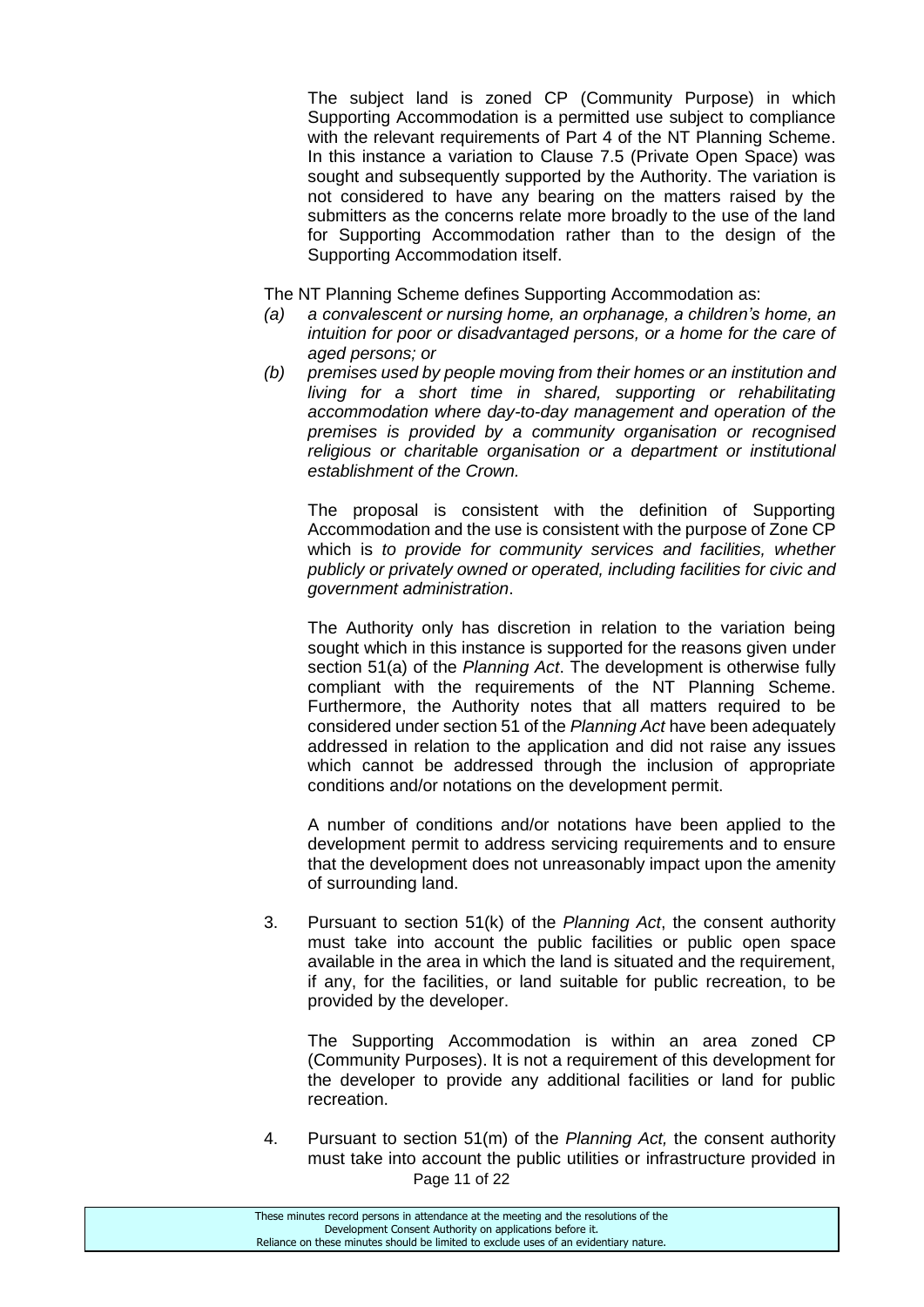The subject land is zoned CP (Community Purpose) in which Supporting Accommodation is a permitted use subject to compliance with the relevant requirements of Part 4 of the NT Planning Scheme. In this instance a variation to Clause 7.5 (Private Open Space) was sought and subsequently supported by the Authority. The variation is not considered to have any bearing on the matters raised by the submitters as the concerns relate more broadly to the use of the land for Supporting Accommodation rather than to the design of the Supporting Accommodation itself.

The NT Planning Scheme defines Supporting Accommodation as:

*(a) a convalescent or nursing home, an orphanage, a children's home, an intuition for poor or disadvantaged persons, or a home for the care of aged persons; or*

*(b) premises used by people moving from their homes or an institution and living for a short time in shared, supporting or rehabilitating accommodation where day-to-day management and operation of the premises is provided by a community organisation or recognised religious or charitable organisation or a department or institutional establishment of the Crown.*

The proposal is consistent with the definition of Supporting Accommodation and the use is consistent with the purpose of Zone CP which is *to provide for community services and facilities, whether publicly or privately owned or operated, including facilities for civic and government administration*.

The Authority only has discretion in relation to the variation being sought which in this instance is supported for the reasons given under section 51(a) of the *Planning Act*. The development is otherwise fully compliant with the requirements of the NT Planning Scheme. Furthermore, the Authority notes that all matters required to be considered under section 51 of the *Planning Act* have been adequately addressed in relation to the application and did not raise any issues which cannot be addressed through the inclusion of appropriate conditions and/or notations on the development permit.

A number of conditions and/or notations have been applied to the development permit to address servicing requirements and to ensure that the development does not unreasonably impact upon the amenity of surrounding land.

3. Pursuant to section 51(k) of the *Planning Act*, the consent authority must take into account the public facilities or public open space available in the area in which the land is situated and the requirement, if any, for the facilities, or land suitable for public recreation, to be provided by the developer.

   The Supporting Accommodation is within an area zoned CP (Community Purposes). It is not a requirement of this development for the developer to provide any additional facilities or land for public recreation.

4. Pursuant to section 51(m) of the *Planning Act,* the consent authority must take into account the public utilities or infrastructure provided in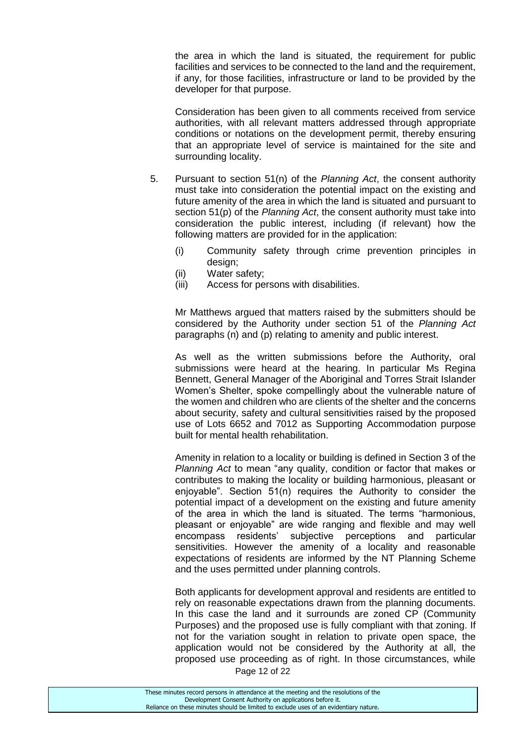the area in which the land is situated, the requirement for public facilities and services to be connected to the land and the requirement, if any, for those facilities, infrastructure or land to be provided by the developer for that purpose.

Consideration has been given to all comments received from service authorities, with all relevant matters addressed through appropriate conditions or notations on the development permit, thereby ensuring that an appropriate level of service is maintained for the site and surrounding locality.

5. Pursuant to section 51(n) of the *Planning Act*, the consent authority must take into consideration the potential impact on the existing and future amenity of the area in which the land is situated and pursuant to section 51(p) of the *Planning Act*, the consent authority must take into consideration the public interest, including (if relevant) how the following matters are provided for in the application:

   (i) Community safety through crime prevention principles in design;
   (ii) Water safety;
   (iii) Access for persons with disabilities.

   Mr Matthews argued that matters raised by the submitters should be considered by the Authority under section 51 of the *Planning Act* paragraphs (n) and (p) relating to amenity and public interest.

   As well as the written submissions before the Authority, oral submissions were heard at the hearing. In particular Ms Regina Bennett, General Manager of the Aboriginal and Torres Strait Islander Women's Shelter, spoke compellingly about the vulnerable nature of the women and children who are clients of the shelter and the concerns about security, safety and cultural sensitivities raised by the proposed use of Lots 6652 and 7012 as Supporting Accommodation purpose built for mental health rehabilitation.

   Amenity in relation to a locality or building is defined in Section 3 of the *Planning Act* to mean "any quality, condition or factor that makes or contributes to making the locality or building harmonious, pleasant or enjoyable". Section 51(n) requires the Authority to consider the potential impact of a development on the existing and future amenity of the area in which the land is situated. The terms "harmonious, pleasant or enjoyable" are wide ranging and flexible and may well encompass residents' subjective perceptions and particular sensitivities. However the amenity of a locality and reasonable expectations of residents are informed by the NT Planning Scheme and the uses permitted under planning controls.

   Both applicants for development approval and residents are entitled to rely on reasonable expectations drawn from the planning documents. In this case the land and it surrounds are zoned CP (Community Purposes) and the proposed use is fully compliant with that zoning. If not for the variation sought in relation to private open space, the application would not be considered by the Authority at all, the proposed use proceeding as of right. In those circumstances, while

These minutes record persons in attendance at the meeting and the resolutions of the Development Consent Authority on applications before it. Reliance on these minutes should be limited to exclude uses of an evidentiary nature.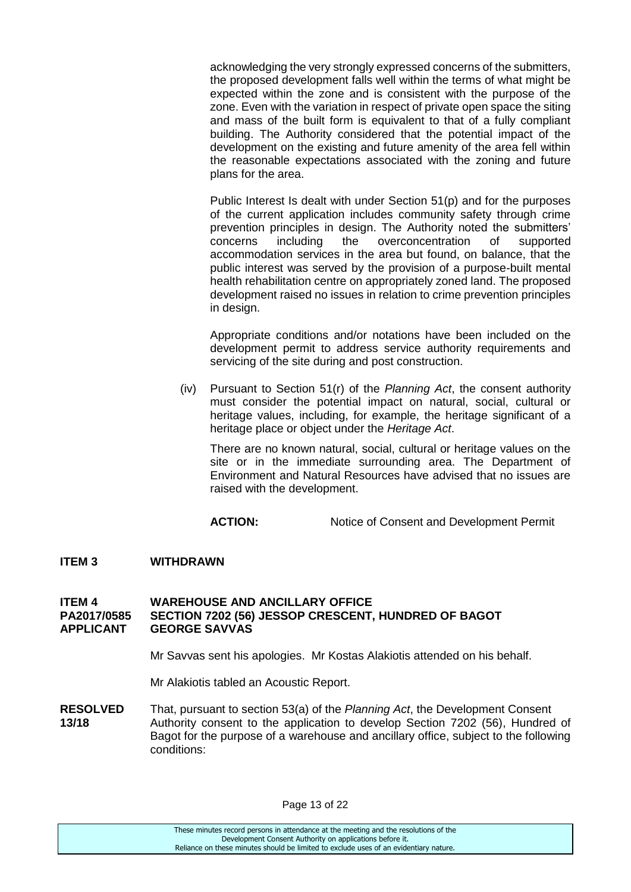acknowledging the very strongly expressed concerns of the submitters, the proposed development falls well within the terms of what might be expected within the zone and is consistent with the purpose of the zone. Even with the variation in respect of private open space the siting and mass of the built form is equivalent to that of a fully compliant building. The Authority considered that the potential impact of the development on the existing and future amenity of the area fell within the reasonable expectations associated with the zoning and future plans for the area.

Public Interest Is dealt with under Section 51(p) and for the purposes of the current application includes community safety through crime prevention principles in design. The Authority noted the submitters' concerns including the overconcentration of supported accommodation services in the area but found, on balance, that the public interest was served by the provision of a purpose-built mental health rehabilitation centre on appropriately zoned land. The proposed development raised no issues in relation to crime prevention principles in design.

Appropriate conditions and/or notations have been included on the development permit to address service authority requirements and servicing of the site during and post construction.

(iv) Pursuant to Section 51(r) of the *Planning Act*, the consent authority must consider the potential impact on natural, social, cultural or heritage values, including, for example, the heritage significant of a heritage place or object under the *Heritage Act*.

There are no known natural, social, cultural or heritage values on the site or in the immediate surrounding area. The Department of Environment and Natural Resources have advised that no issues are raised with the development.

**ACTION:** Notice of Consent and Development Permit

**ITEM 3 WITHDRAWN**

**ITEM 4 WAREHOUSE AND ANCILLARY OFFICE**
**PA2017/0585 SECTION 7202 (56) JESSOP CRESCENT, HUNDRED OF BAGOT**
**APPLICANT GEORGE SAVVAS**

Mr Savvas sent his apologies. Mr Kostas Alakiotis attended on his behalf.

Mr Alakiotis tabled an Acoustic Report.

**RESOLVED 13/18** That, pursuant to section 53(a) of the *Planning Act*, the Development Consent Authority consent to the application to develop Section 7202 (56), Hundred of Bagot for the purpose of a warehouse and ancillary office, subject to the following conditions:

These minutes record persons in attendance at the meeting and the resolutions of the Development Consent Authority on applications before it.
Reliance on these minutes should be limited to exclude uses of an evidentiary nature.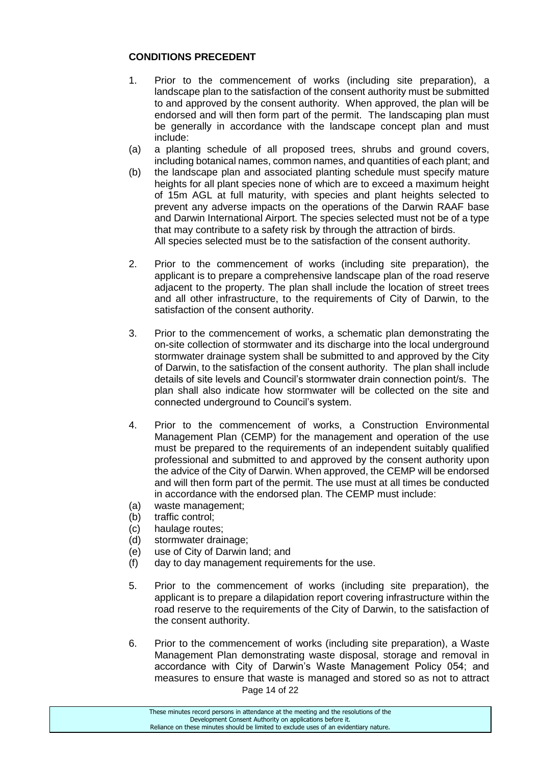**CONDITIONS PRECEDENT**

1. Prior to the commencement of works (including site preparation), a landscape plan to the satisfaction of the consent authority must be submitted to and approved by the consent authority. When approved, the plan will be endorsed and will then form part of the permit. The landscaping plan must be generally in accordance with the landscape concept plan and must include:
   (a) a planting schedule of all proposed trees, shrubs and ground covers, including botanical names, common names, and quantities of each plant; and
   (b) the landscape plan and associated planting schedule must specify mature heights for all plant species none of which are to exceed a maximum height of 15m AGL at full maturity, with species and plant heights selected to prevent any adverse impacts on the operations of the Darwin RAAF base and Darwin International Airport. The species selected must not be of a type that may contribute to a safety risk by through the attraction of birds.

   All species selected must be to the satisfaction of the consent authority.

2. Prior to the commencement of works (including site preparation), the applicant is to prepare a comprehensive landscape plan of the road reserve adjacent to the property. The plan shall include the location of street trees and all other infrastructure, to the requirements of City of Darwin, to the satisfaction of the consent authority.

3. Prior to the commencement of works, a schematic plan demonstrating the on-site collection of stormwater and its discharge into the local underground stormwater drainage system shall be submitted to and approved by the City of Darwin, to the satisfaction of the consent authority. The plan shall include details of site levels and Council's stormwater drain connection point/s. The plan shall also indicate how stormwater will be collected on the site and connected underground to Council's system.

4. Prior to the commencement of works, a Construction Environmental Management Plan (CEMP) for the management and operation of the use must be prepared to the requirements of an independent suitably qualified professional and submitted to and approved by the consent authority upon the advice of the City of Darwin. When approved, the CEMP will be endorsed and will then form part of the permit. The use must at all times be conducted in accordance with the endorsed plan. The CEMP must include:
   (a) waste management;
   (b) traffic control;
   (c) haulage routes;
   (d) stormwater drainage;
   (e) use of City of Darwin land; and
   (f) day to day management requirements for the use.

5. Prior to the commencement of works (including site preparation), the applicant is to prepare a dilapidation report covering infrastructure within the road reserve to the requirements of the City of Darwin, to the satisfaction of the consent authority.

6. Prior to the commencement of works (including site preparation), a Waste Management Plan demonstrating waste disposal, storage and removal in accordance with City of Darwin's Waste Management Policy 054; and measures to ensure that waste is managed and stored so as not to attract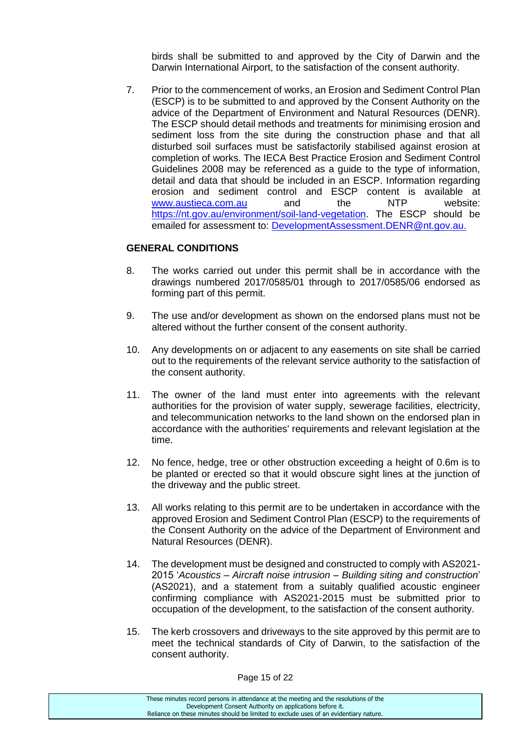birds shall be submitted to and approved by the City of Darwin and the Darwin International Airport, to the satisfaction of the consent authority.

7. Prior to the commencement of works, an Erosion and Sediment Control Plan (ESCP) is to be submitted to and approved by the Consent Authority on the advice of the Department of Environment and Natural Resources (DENR). The ESCP should detail methods and treatments for minimising erosion and sediment loss from the site during the construction phase and that all disturbed soil surfaces must be satisfactorily stabilised against erosion at completion of works. The IECA Best Practice Erosion and Sediment Control Guidelines 2008 may be referenced as a guide to the type of information, detail and data that should be included in an ESCP. Information regarding erosion and sediment control and ESCP content is available at www.austieca.com.au and the NTP website: https://nt.gov.au/environment/soil-land-vegetation. The ESCP should be emailed for assessment to: DevelopmentAssessment.DENR@nt.gov.au.

**GENERAL CONDITIONS**

8. The works carried out under this permit shall be in accordance with the drawings numbered 2017/0585/01 through to 2017/0585/06 endorsed as forming part of this permit.

9. The use and/or development as shown on the endorsed plans must not be altered without the further consent of the consent authority.

10. Any developments on or adjacent to any easements on site shall be carried out to the requirements of the relevant service authority to the satisfaction of the consent authority.

11. The owner of the land must enter into agreements with the relevant authorities for the provision of water supply, sewerage facilities, electricity, and telecommunication networks to the land shown on the endorsed plan in accordance with the authorities' requirements and relevant legislation at the time.

12. No fence, hedge, tree or other obstruction exceeding a height of 0.6m is to be planted or erected so that it would obscure sight lines at the junction of the driveway and the public street.

13. All works relating to this permit are to be undertaken in accordance with the approved Erosion and Sediment Control Plan (ESCP) to the requirements of the Consent Authority on the advice of the Department of Environment and Natural Resources (DENR).

14. The development must be designed and constructed to comply with AS2021-2015 '*Acoustics – Aircraft noise intrusion – Building siting and construction*' (AS2021), and a statement from a suitably qualified acoustic engineer confirming compliance with AS2021-2015 must be submitted prior to occupation of the development, to the satisfaction of the consent authority.

15. The kerb crossovers and driveways to the site approved by this permit are to meet the technical standards of City of Darwin, to the satisfaction of the consent authority.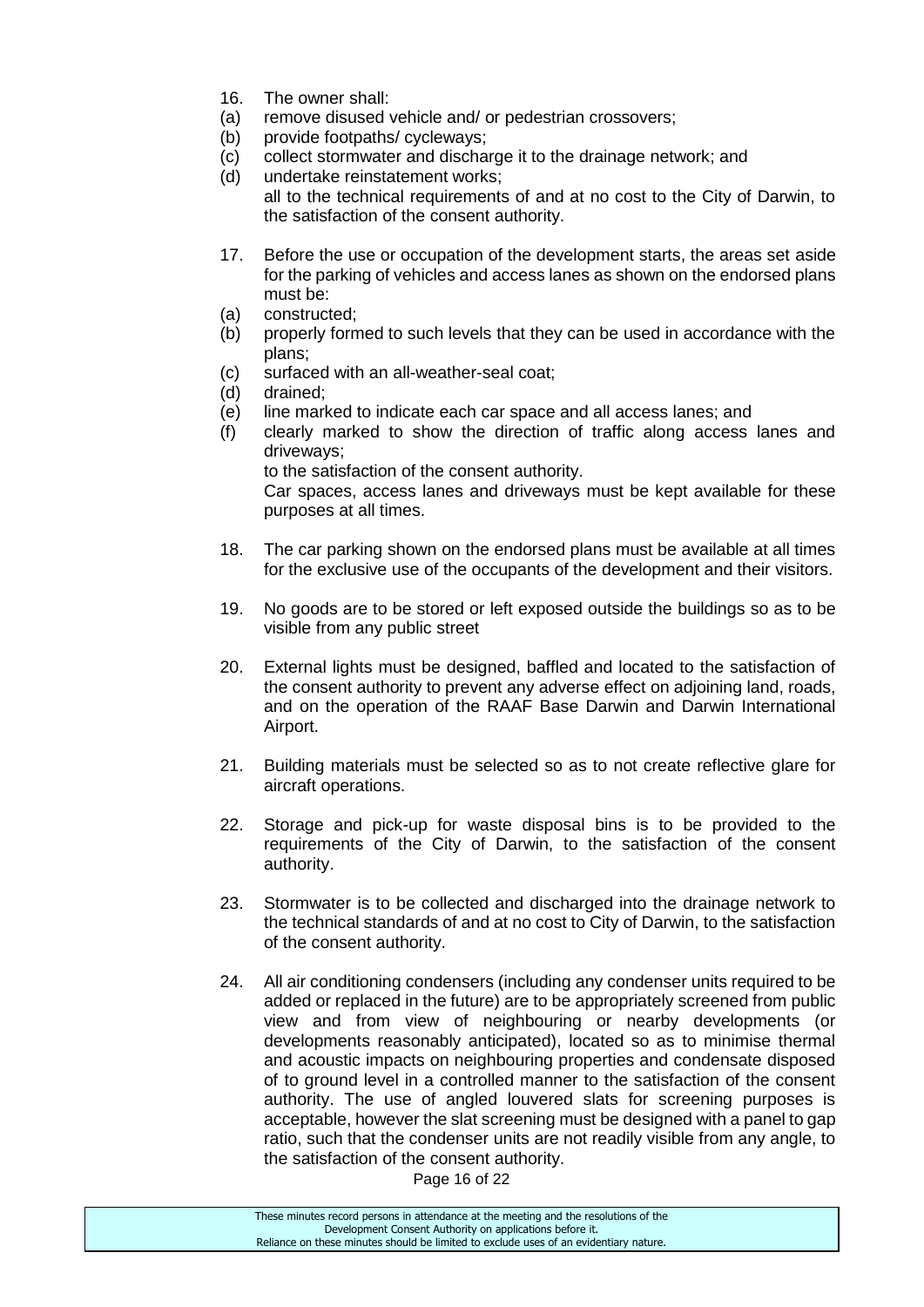16. The owner shall:
(a) remove disused vehicle and/ or pedestrian crossovers;
(b) provide footpaths/ cycleways;
(c) collect stormwater and discharge it to the drainage network; and
(d) undertake reinstatement works;
all to the technical requirements of and at no cost to the City of Darwin, to the satisfaction of the consent authority.

17. Before the use or occupation of the development starts, the areas set aside for the parking of vehicles and access lanes as shown on the endorsed plans must be:
(a) constructed;
(b) properly formed to such levels that they can be used in accordance with the plans;
(c) surfaced with an all-weather-seal coat;
(d) drained;
(e) line marked to indicate each car space and all access lanes; and
(f) clearly marked to show the direction of traffic along access lanes and driveways;
to the satisfaction of the consent authority.
Car spaces, access lanes and driveways must be kept available for these purposes at all times.

18. The car parking shown on the endorsed plans must be available at all times for the exclusive use of the occupants of the development and their visitors.

19. No goods are to be stored or left exposed outside the buildings so as to be visible from any public street

20. External lights must be designed, baffled and located to the satisfaction of the consent authority to prevent any adverse effect on adjoining land, roads, and on the operation of the RAAF Base Darwin and Darwin International Airport.

21. Building materials must be selected so as to not create reflective glare for aircraft operations.

22. Storage and pick-up for waste disposal bins is to be provided to the requirements of the City of Darwin, to the satisfaction of the consent authority.

23. Stormwater is to be collected and discharged into the drainage network to the technical standards of and at no cost to City of Darwin, to the satisfaction of the consent authority.

24. All air conditioning condensers (including any condenser units required to be added or replaced in the future) are to be appropriately screened from public view and from view of neighbouring or nearby developments (or developments reasonably anticipated), located so as to minimise thermal and acoustic impacts on neighbouring properties and condensate disposed of to ground level in a controlled manner to the satisfaction of the consent authority. The use of angled louvered slats for screening purposes is acceptable, however the slat screening must be designed with a panel to gap ratio, such that the condenser units are not readily visible from any angle, to the satisfaction of the consent authority.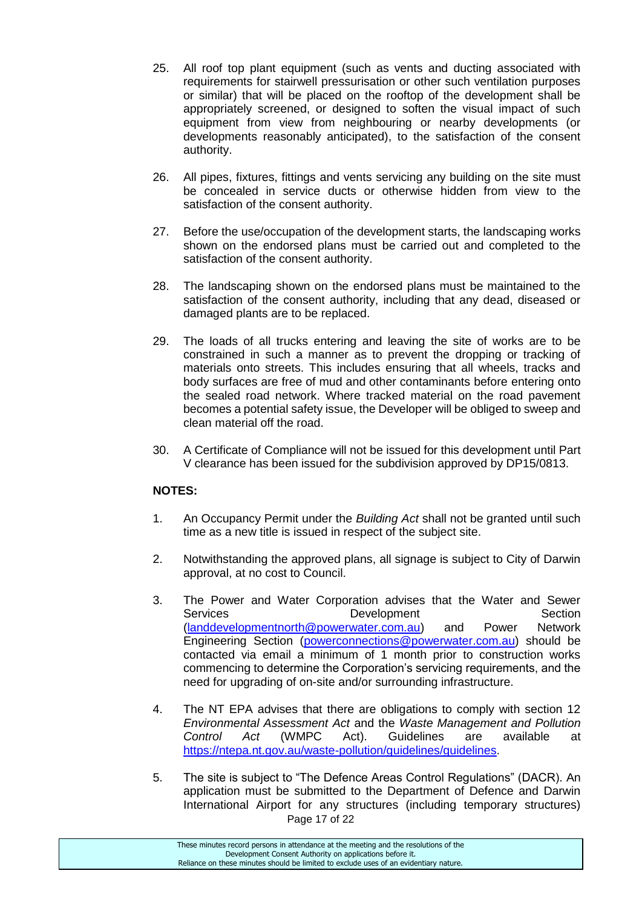25. All roof top plant equipment (such as vents and ducting associated with requirements for stairwell pressurisation or other such ventilation purposes or similar) that will be placed on the rooftop of the development shall be appropriately screened, or designed to soften the visual impact of such equipment from view from neighbouring or nearby developments (or developments reasonably anticipated), to the satisfaction of the consent authority.

26. All pipes, fixtures, fittings and vents servicing any building on the site must be concealed in service ducts or otherwise hidden from view to the satisfaction of the consent authority.

27. Before the use/occupation of the development starts, the landscaping works shown on the endorsed plans must be carried out and completed to the satisfaction of the consent authority.

28. The landscaping shown on the endorsed plans must be maintained to the satisfaction of the consent authority, including that any dead, diseased or damaged plants are to be replaced.

29. The loads of all trucks entering and leaving the site of works are to be constrained in such a manner as to prevent the dropping or tracking of materials onto streets. This includes ensuring that all wheels, tracks and body surfaces are free of mud and other contaminants before entering onto the sealed road network. Where tracked material on the road pavement becomes a potential safety issue, the Developer will be obliged to sweep and clean material off the road.

30. A Certificate of Compliance will not be issued for this development until Part V clearance has been issued for the subdivision approved by DP15/0813.

**NOTES:**

1. An Occupancy Permit under the *Building Act* shall not be granted until such time as a new title is issued in respect of the subject site.

2. Notwithstanding the approved plans, all signage is subject to City of Darwin approval, at no cost to Council.

3. The Power and Water Corporation advises that the Water and Sewer Services Development Section (landdevelopmentnorth@powerwater.com.au) and Power Network Engineering Section (powerconnections@powerwater.com.au) should be contacted via email a minimum of 1 month prior to construction works commencing to determine the Corporation's servicing requirements, and the need for upgrading of on-site and/or surrounding infrastructure.

4. The NT EPA advises that there are obligations to comply with section 12 *Environmental Assessment Act* and the *Waste Management and Pollution Control Act* (WMPC Act). Guidelines are available at https://ntepa.nt.gov.au/waste-pollution/guidelines/guidelines.

5. The site is subject to "The Defence Areas Control Regulations" (DACR). An application must be submitted to the Department of Defence and Darwin International Airport for any structures (including temporary structures)

These minutes record persons in attendance at the meeting and the resolutions of the Development Consent Authority on applications before it. Reliance on these minutes should be limited to exclude uses of an evidentiary nature.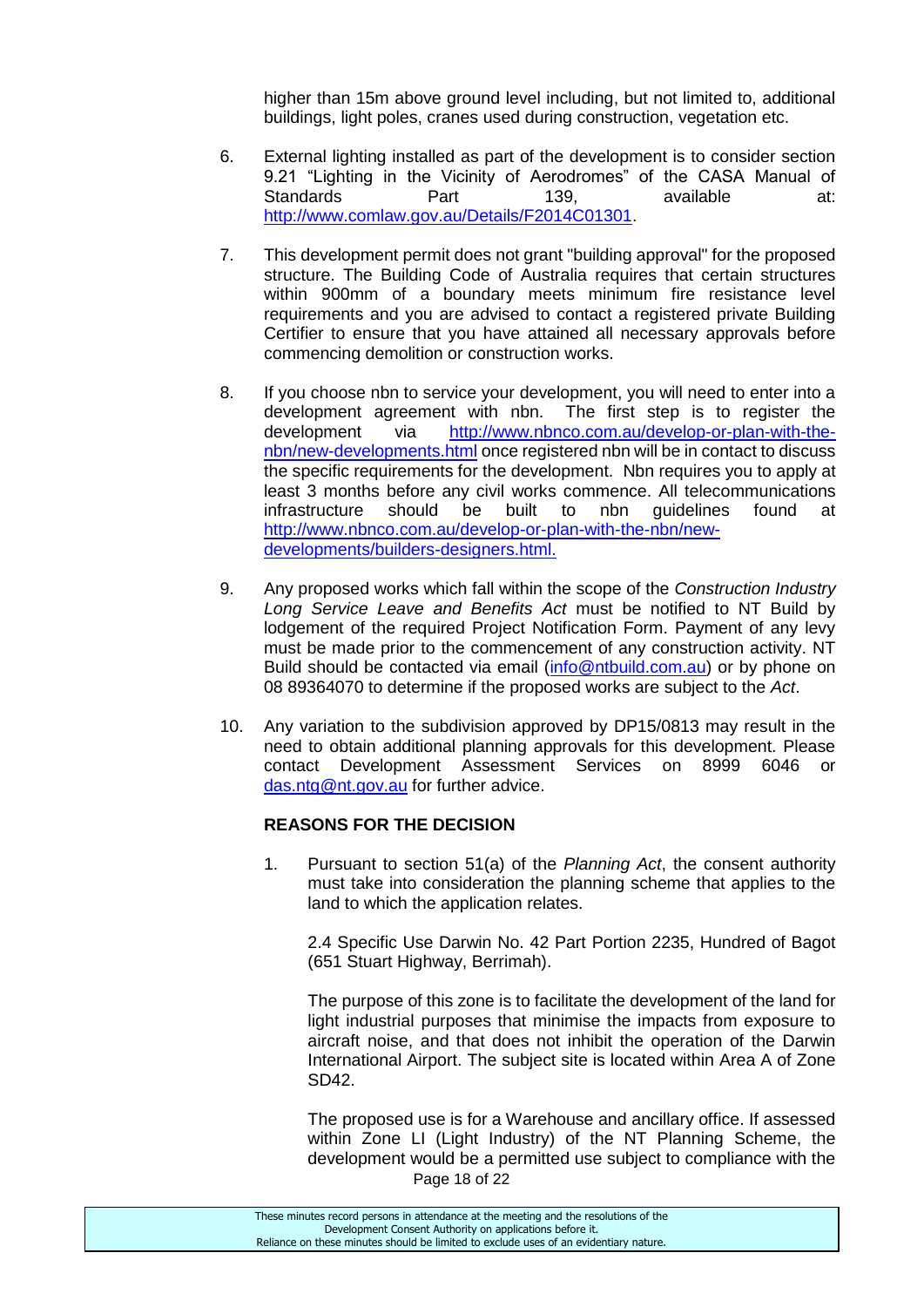higher than 15m above ground level including, but not limited to, additional buildings, light poles, cranes used during construction, vegetation etc.

6. External lighting installed as part of the development is to consider section 9.21 "Lighting in the Vicinity of Aerodromes" of the CASA Manual of Standards Part 139, available at: http://www.comlaw.gov.au/Details/F2014C01301.

7. This development permit does not grant "building approval" for the proposed structure. The Building Code of Australia requires that certain structures within 900mm of a boundary meets minimum fire resistance level requirements and you are advised to contact a registered private Building Certifier to ensure that you have attained all necessary approvals before commencing demolition or construction works.

8. If you choose nbn to service your development, you will need to enter into a development agreement with nbn. The first step is to register the development via http://www.nbnco.com.au/develop-or-plan-with-the-nbn/new-developments.html once registered nbn will be in contact to discuss the specific requirements for the development. Nbn requires you to apply at least 3 months before any civil works commence. All telecommunications infrastructure should be built to nbn guidelines found at http://www.nbnco.com.au/develop-or-plan-with-the-nbn/new-developments/builders-designers.html.

9. Any proposed works which fall within the scope of the *Construction Industry Long Service Leave and Benefits Act* must be notified to NT Build by lodgement of the required Project Notification Form. Payment of any levy must be made prior to the commencement of any construction activity. NT Build should be contacted via email (info@ntbuild.com.au) or by phone on 08 89364070 to determine if the proposed works are subject to the *Act*.

10. Any variation to the subdivision approved by DP15/0813 may result in the need to obtain additional planning approvals for this development. Please contact Development Assessment Services on 8999 6046 or das.ntg@nt.gov.au for further advice.

**REASONS FOR THE DECISION**

1. Pursuant to section 51(a) of the *Planning Act*, the consent authority must take into consideration the planning scheme that applies to the land to which the application relates.

   2.4 Specific Use Darwin No. 42 Part Portion 2235, Hundred of Bagot (651 Stuart Highway, Berrimah).

   The purpose of this zone is to facilitate the development of the land for light industrial purposes that minimise the impacts from exposure to aircraft noise, and that does not inhibit the operation of the Darwin International Airport. The subject site is located within Area A of Zone SD42.

   The proposed use is for a Warehouse and ancillary office. If assessed within Zone LI (Light Industry) of the NT Planning Scheme, the development would be a permitted use subject to compliance with the

These minutes record persons in attendance at the meeting and the resolutions of the Development Consent Authority on applications before it. Reliance on these minutes should be limited to exclude uses of an evidentiary nature.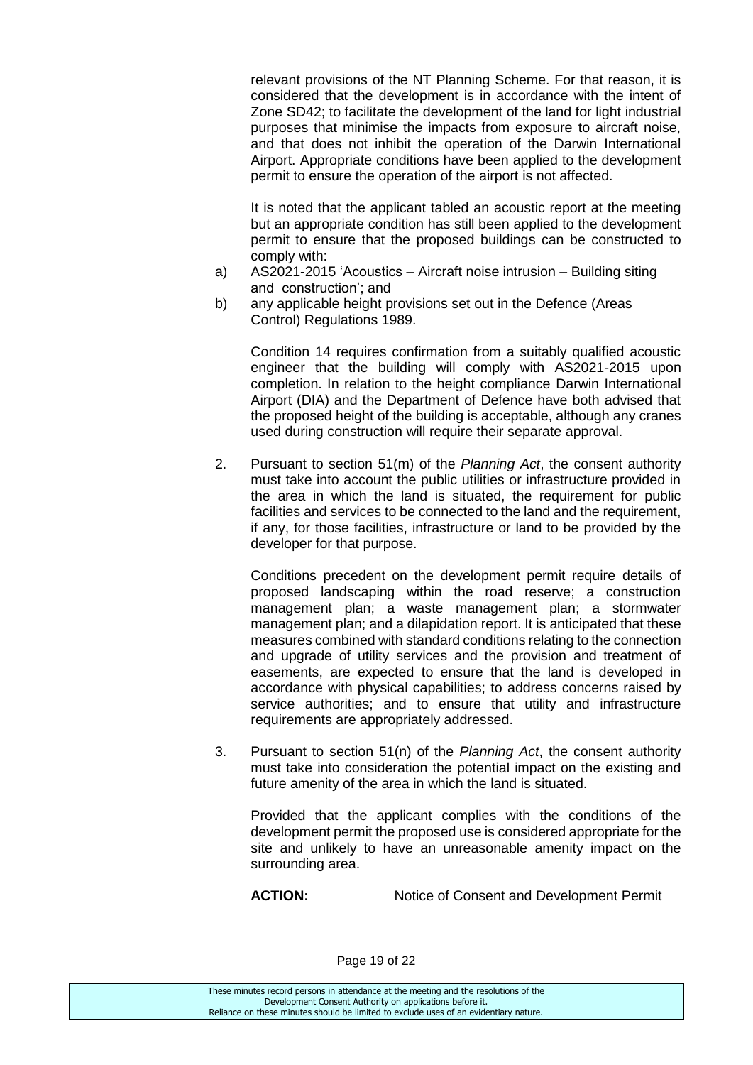relevant provisions of the NT Planning Scheme. For that reason, it is considered that the development is in accordance with the intent of Zone SD42; to facilitate the development of the land for light industrial purposes that minimise the impacts from exposure to aircraft noise, and that does not inhibit the operation of the Darwin International Airport. Appropriate conditions have been applied to the development permit to ensure the operation of the airport is not affected.

It is noted that the applicant tabled an acoustic report at the meeting but an appropriate condition has still been applied to the development permit to ensure that the proposed buildings can be constructed to comply with:

a) AS2021-2015 'Acoustics – Aircraft noise intrusion – Building siting and construction'; and
b) any applicable height provisions set out in the Defence (Areas Control) Regulations 1989.

Condition 14 requires confirmation from a suitably qualified acoustic engineer that the building will comply with AS2021-2015 upon completion. In relation to the height compliance Darwin International Airport (DIA) and the Department of Defence have both advised that the proposed height of the building is acceptable, although any cranes used during construction will require their separate approval.

2. Pursuant to section 51(m) of the *Planning Act*, the consent authority must take into account the public utilities or infrastructure provided in the area in which the land is situated, the requirement for public facilities and services to be connected to the land and the requirement, if any, for those facilities, infrastructure or land to be provided by the developer for that purpose.

   Conditions precedent on the development permit require details of proposed landscaping within the road reserve; a construction management plan; a waste management plan; a stormwater management plan; and a dilapidation report. It is anticipated that these measures combined with standard conditions relating to the connection and upgrade of utility services and the provision and treatment of easements, are expected to ensure that the land is developed in accordance with physical capabilities; to address concerns raised by service authorities; and to ensure that utility and infrastructure requirements are appropriately addressed.

3. Pursuant to section 51(n) of the *Planning Act*, the consent authority must take into consideration the potential impact on the existing and future amenity of the area in which the land is situated.

   Provided that the applicant complies with the conditions of the development permit the proposed use is considered appropriate for the site and unlikely to have an unreasonable amenity impact on the surrounding area.

   **ACTION:** Notice of Consent and Development Permit

These minutes record persons in attendance at the meeting and the resolutions of the Development Consent Authority on applications before it. Reliance on these minutes should be limited to exclude uses of an evidentiary nature.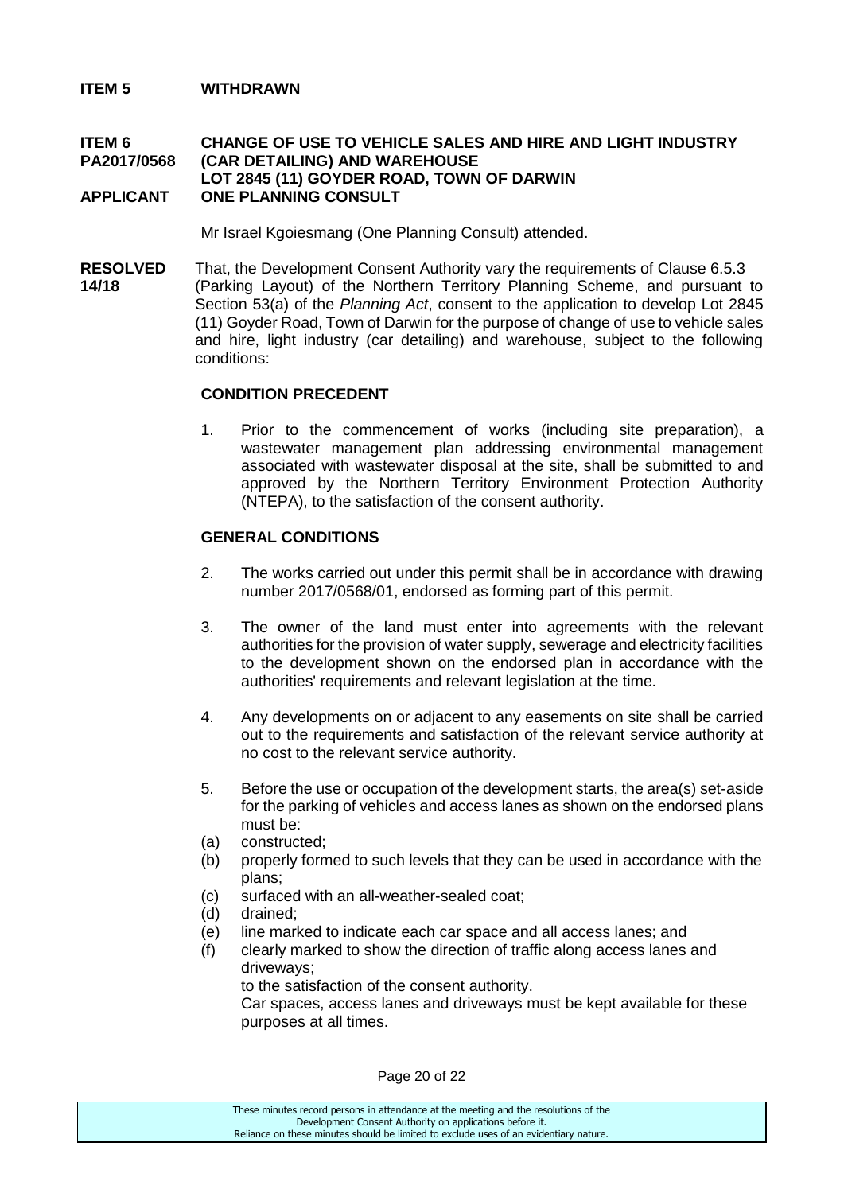**ITEM 5 WITHDRAWN**

**ITEM 6 CHANGE OF USE TO VEHICLE SALES AND HIRE AND LIGHT INDUSTRY**
**PA2017/0568 (CAR DETAILING) AND WAREHOUSE**
**LOT 2845 (11) GOYDER ROAD, TOWN OF DARWIN**
**APPLICANT ONE PLANNING CONSULT**

Mr Israel Kgoiesmang (One Planning Consult) attended.

**RESOLVED 14/18**

That, the Development Consent Authority vary the requirements of Clause 6.5.3 (Parking Layout) of the Northern Territory Planning Scheme, and pursuant to Section 53(a) of the *Planning Act*, consent to the application to develop Lot 2845 (11) Goyder Road, Town of Darwin for the purpose of change of use to vehicle sales and hire, light industry (car detailing) and warehouse, subject to the following conditions:

**CONDITION PRECEDENT**

1. Prior to the commencement of works (including site preparation), a wastewater management plan addressing environmental management associated with wastewater disposal at the site, shall be submitted to and approved by the Northern Territory Environment Protection Authority (NTEPA), to the satisfaction of the consent authority.

**GENERAL CONDITIONS**

2. The works carried out under this permit shall be in accordance with drawing number 2017/0568/01, endorsed as forming part of this permit.

3. The owner of the land must enter into agreements with the relevant authorities for the provision of water supply, sewerage and electricity facilities to the development shown on the endorsed plan in accordance with the authorities' requirements and relevant legislation at the time.

4. Any developments on or adjacent to any easements on site shall be carried out to the requirements and satisfaction of the relevant service authority at no cost to the relevant service authority.

5. Before the use or occupation of the development starts, the area(s) set-aside for the parking of vehicles and access lanes as shown on the endorsed plans must be:
   (a) constructed;
   (b) properly formed to such levels that they can be used in accordance with the plans;
   (c) surfaced with an all-weather-sealed coat;
   (d) drained;
   (e) line marked to indicate each car space and all access lanes; and
   (f) clearly marked to show the direction of traffic along access lanes and driveways;

   to the satisfaction of the consent authority.

   Car spaces, access lanes and driveways must be kept available for these purposes at all times.

These minutes record persons in attendance at the meeting and the resolutions of the Development Consent Authority on applications before it.
Reliance on these minutes should be limited to exclude uses of an evidentiary nature.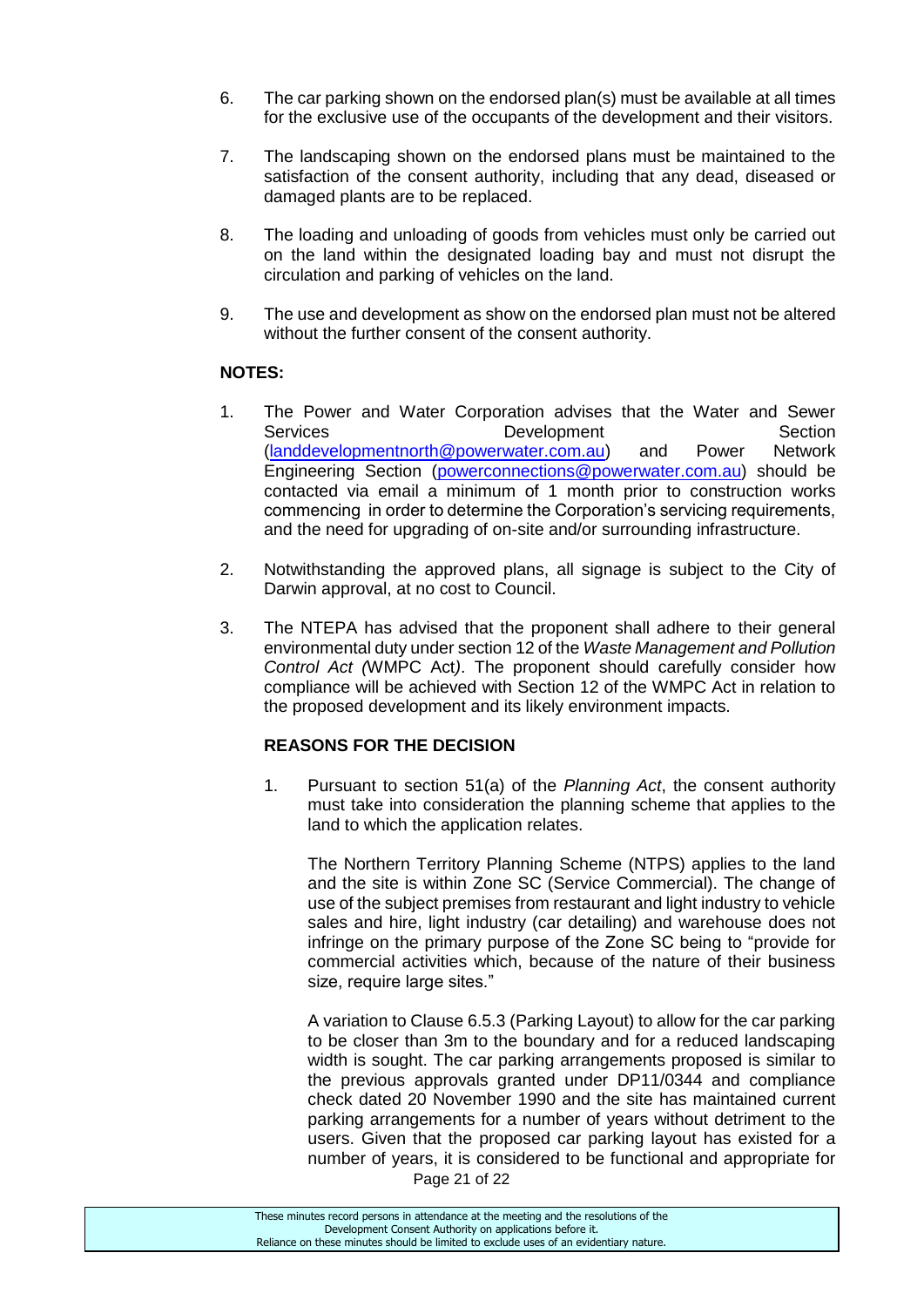6. The car parking shown on the endorsed plan(s) must be available at all times for the exclusive use of the occupants of the development and their visitors.

7. The landscaping shown on the endorsed plans must be maintained to the satisfaction of the consent authority, including that any dead, diseased or damaged plants are to be replaced.

8. The loading and unloading of goods from vehicles must only be carried out on the land within the designated loading bay and must not disrupt the circulation and parking of vehicles on the land.

9. The use and development as show on the endorsed plan must not be altered without the further consent of the consent authority.

**NOTES:**

1. The Power and Water Corporation advises that the Water and Sewer Services Development Section (landdevelopmentnorth@powerwater.com.au) and Power Network Engineering Section (powerconnections@powerwater.com.au) should be contacted via email a minimum of 1 month prior to construction works commencing in order to determine the Corporation's servicing requirements, and the need for upgrading of on-site and/or surrounding infrastructure.

2. Notwithstanding the approved plans, all signage is subject to the City of Darwin approval, at no cost to Council.

3. The NTEPA has advised that the proponent shall adhere to their general environmental duty under section 12 of the *Waste Management and Pollution Control Act (*WMPC Act*)*. The proponent should carefully consider how compliance will be achieved with Section 12 of the WMPC Act in relation to the proposed development and its likely environment impacts.

**REASONS FOR THE DECISION**

1. Pursuant to section 51(a) of the *Planning Act*, the consent authority must take into consideration the planning scheme that applies to the land to which the application relates.

   The Northern Territory Planning Scheme (NTPS) applies to the land and the site is within Zone SC (Service Commercial). The change of use of the subject premises from restaurant and light industry to vehicle sales and hire, light industry (car detailing) and warehouse does not infringe on the primary purpose of the Zone SC being to "provide for commercial activities which, because of the nature of their business size, require large sites."

   A variation to Clause 6.5.3 (Parking Layout) to allow for the car parking to be closer than 3m to the boundary and for a reduced landscaping width is sought. The car parking arrangements proposed is similar to the previous approvals granted under DP11/0344 and compliance check dated 20 November 1990 and the site has maintained current parking arrangements for a number of years without detriment to the users. Given that the proposed car parking layout has existed for a number of years, it is considered to be functional and appropriate for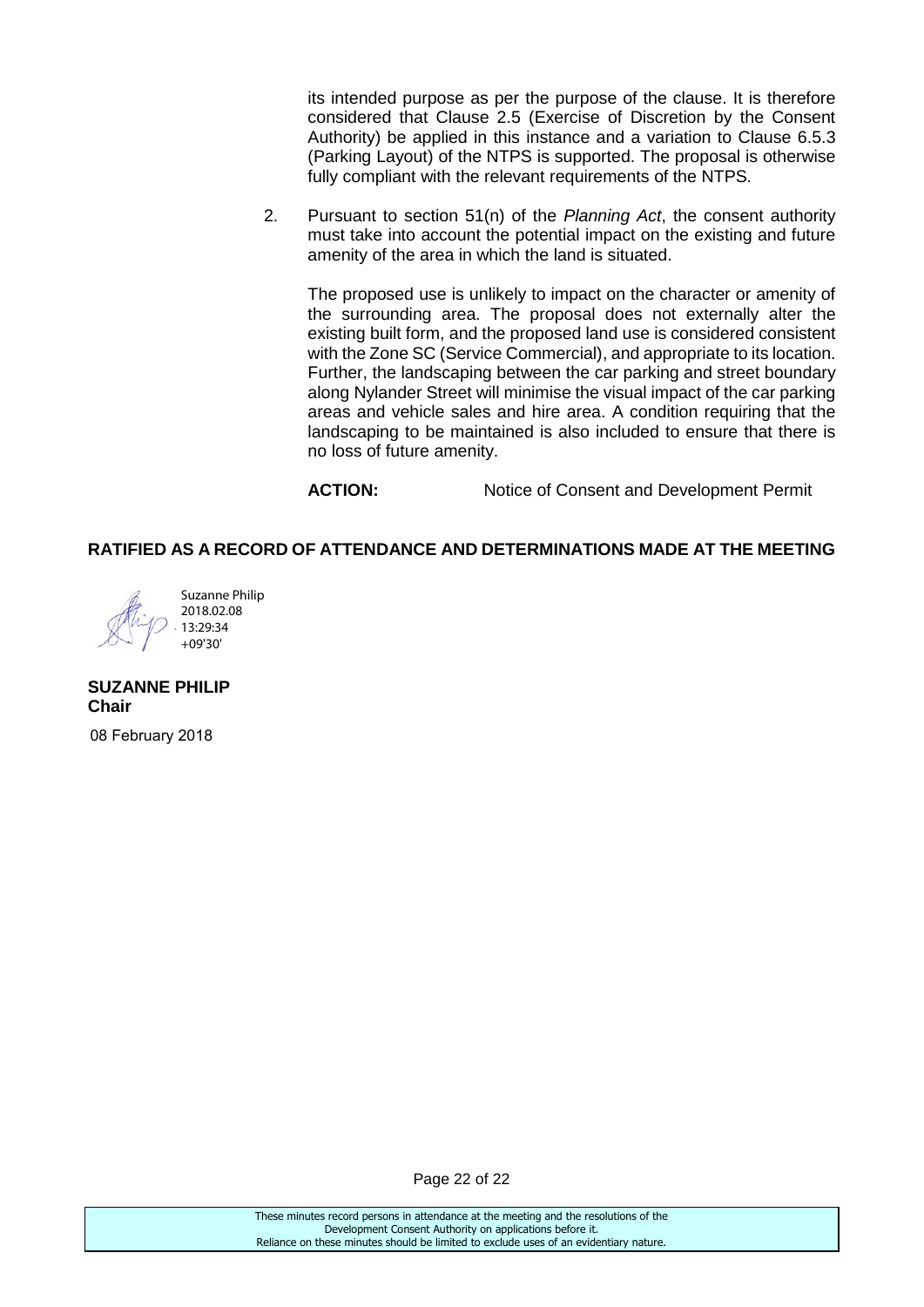its intended purpose as per the purpose of the clause. It is therefore considered that Clause 2.5 (Exercise of Discretion by the Consent Authority) be applied in this instance and a variation to Clause 6.5.3 (Parking Layout) of the NTPS is supported. The proposal is otherwise fully compliant with the relevant requirements of the NTPS.

2. Pursuant to section 51(n) of the *Planning Act*, the consent authority must take into account the potential impact on the existing and future amenity of the area in which the land is situated.

   The proposed use is unlikely to impact on the character or amenity of the surrounding area. The proposal does not externally alter the existing built form, and the proposed land use is considered consistent with the Zone SC (Service Commercial), and appropriate to its location. Further, the landscaping between the car parking and street boundary along Nylander Street will minimise the visual impact of the car parking areas and vehicle sales and hire area. A condition requiring that the landscaping to be maintained is also included to ensure that there is no loss of future amenity.

   **ACTION:** Notice of Consent and Development Permit

**RATIFIED AS A RECORD OF ATTENDANCE AND DETERMINATIONS MADE AT THE MEETING**

Suzanne Philip
2018.02.08
13:29:34
+09'30'

**SUZANNE PHILIP**
**Chair**

08 February 2018

These minutes record persons in attendance at the meeting and the resolutions of the Development Consent Authority on applications before it.
Reliance on these minutes should be limited to exclude uses of an evidentiary nature.